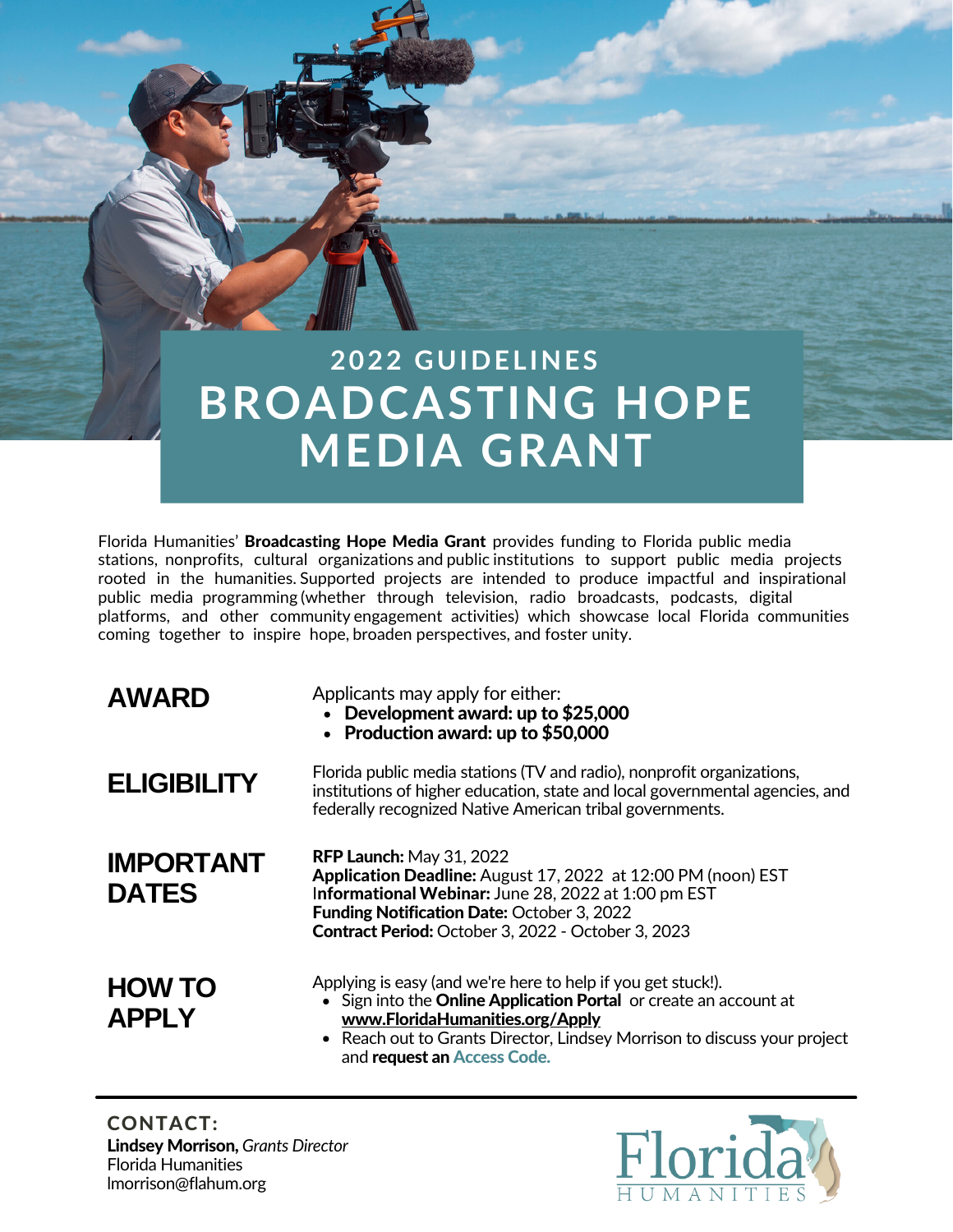## 2022 GUIDELINES

# BROADCASTING HOPE MEDIA GRANT

Florida Humanities' **Broadcasting Hope Media Grant** provides funding to Florida public media stations, nonprofits, cultural organizations and public institutions to support public media projects rooted in the humanities. Supported projects are intended to produce impactful and inspirational public media programming (whether through television, radio broadcasts, podcasts, digital platforms, and other community engagement activities) which showcase local Florida communities coming together to inspire hope, broaden perspectives, and foster unity.

## AWARD

Applicants may apply for either:

- **Development award: up to $25,000**
- **Production award: up to $50,000**

## ELIGIBILITY

Florida public media stations (TV and radio), nonprofit organizations, institutions of higher education, state and local governmental agencies, and federally recognized Native American tribal governments.

## IMPORTANT DATES

**RFP Launch:** May 31, 2022
**Application Deadline:** August 17, 2022 at 12:00 PM (noon) EST
**Informational Webinar:** June 28, 2022 at 1:00 pm EST
**Funding Notification Date:** October 3, 2022
**Contract Period:** October 3, 2022 - October 3, 2023

## HOW TO APPLY

Applying is easy (and we're here to help if you get stuck!).

- Sign into the **Online Application Portal** or create an account at **www.FloridaHumanities.org/Apply**
- Reach out to Grants Director, Lindsey Morrison to discuss your project and **request an Access Code.**

---

**CONTACT:**
**Lindsey Morrison,** *Grants Director*
Florida Humanities
lmorrison@flahum.org

Florida HUMANITIES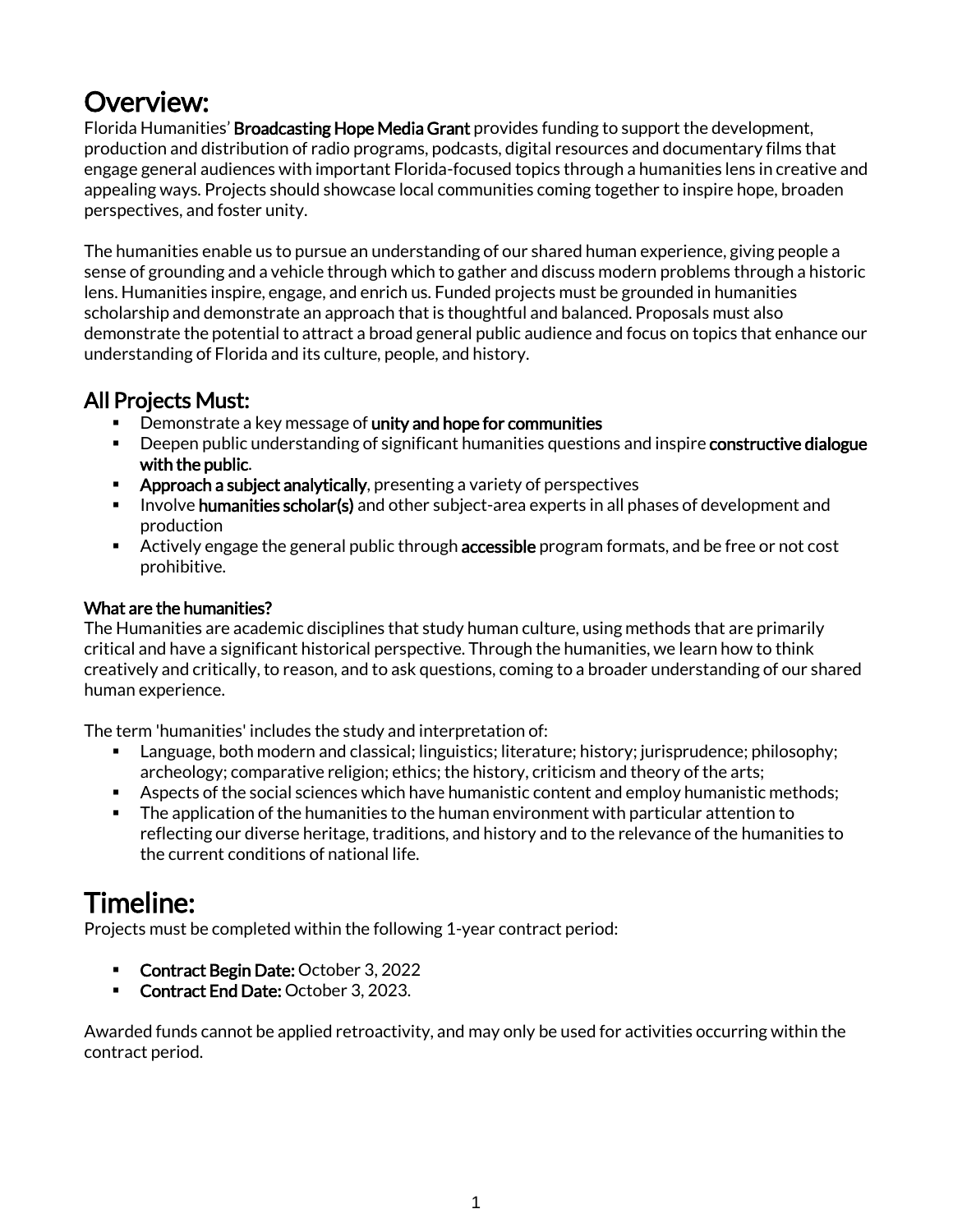# Overview:

Florida Humanities' **Broadcasting Hope Media Grant** provides funding to support the development, production and distribution of radio programs, podcasts, digital resources and documentary films that engage general audiences with important Florida-focused topics through a humanities lens in creative and appealing ways. Projects should showcase local communities coming together to inspire hope, broaden perspectives, and foster unity.

The humanities enable us to pursue an understanding of our shared human experience, giving people a sense of grounding and a vehicle through which to gather and discuss modern problems through a historic lens. Humanities inspire, engage, and enrich us. Funded projects must be grounded in humanities scholarship and demonstrate an approach that is thoughtful and balanced. Proposals must also demonstrate the potential to attract a broad general public audience and focus on topics that enhance our understanding of Florida and its culture, people, and history.

## All Projects Must:

- Demonstrate a key message of **unity and hope for communities**
- Deepen public understanding of significant humanities questions and inspire **constructive dialogue with the public**.
- **Approach a subject analytically**, presenting a variety of perspectives
- Involve **humanities scholar(s)** and other subject-area experts in all phases of development and production
- Actively engage the general public through **accessible** program formats, and be free or not cost prohibitive.

**What are the humanities?**

The Humanities are academic disciplines that study human culture, using methods that are primarily critical and have a significant historical perspective. Through the humanities, we learn how to think creatively and critically, to reason, and to ask questions, coming to a broader understanding of our shared human experience.

The term 'humanities' includes the study and interpretation of:

- Language, both modern and classical; linguistics; literature; history; jurisprudence; philosophy; archeology; comparative religion; ethics; the history, criticism and theory of the arts;
- Aspects of the social sciences which have humanistic content and employ humanistic methods;
- The application of the humanities to the human environment with particular attention to reflecting our diverse heritage, traditions, and history and to the relevance of the humanities to the current conditions of national life.

# Timeline:

Projects must be completed within the following 1-year contract period:

- **Contract Begin Date:** October 3, 2022
- **Contract End Date:** October 3, 2023.

Awarded funds cannot be applied retroactivity, and may only be used for activities occurring within the contract period.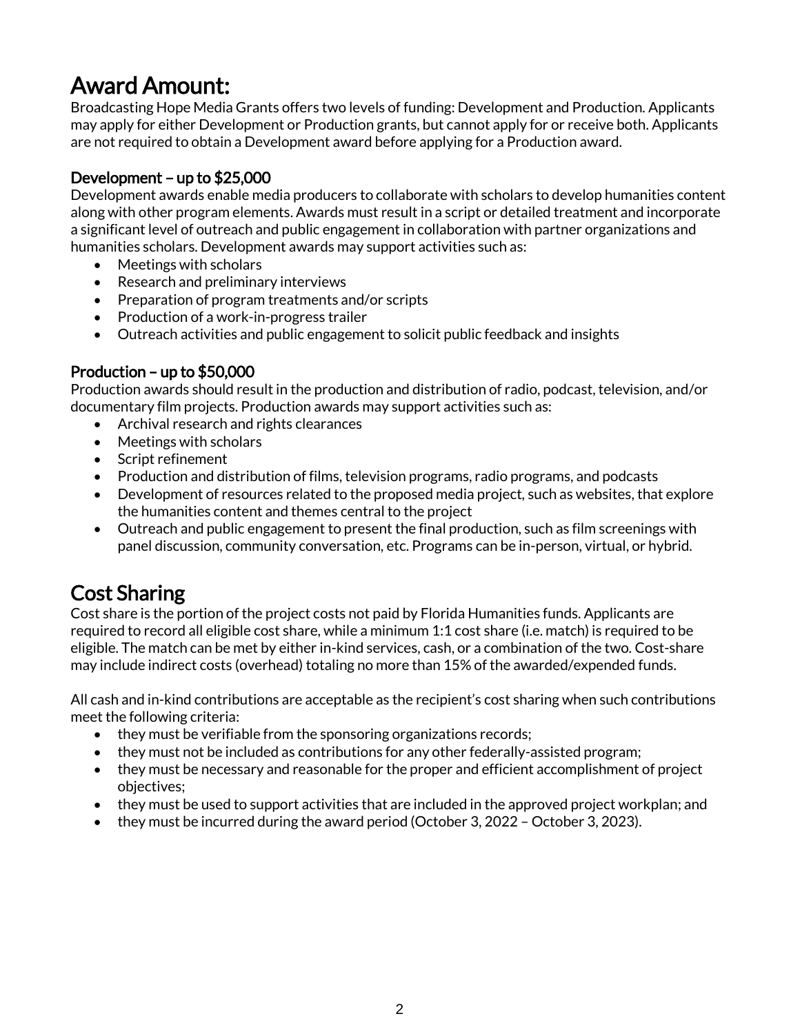# Award Amount:

Broadcasting Hope Media Grants offers two levels of funding: Development and Production. Applicants may apply for either Development or Production grants, but cannot apply for or receive both. Applicants are not required to obtain a Development award before applying for a Production award.

## Development – up to $25,000

Development awards enable media producers to collaborate with scholars to develop humanities content along with other program elements. Awards must result in a script or detailed treatment and incorporate a significant level of outreach and public engagement in collaboration with partner organizations and humanities scholars. Development awards may support activities such as:

- Meetings with scholars
- Research and preliminary interviews
- Preparation of program treatments and/or scripts
- Production of a work-in-progress trailer
- Outreach activities and public engagement to solicit public feedback and insights

## Production – up to $50,000

Production awards should result in the production and distribution of radio, podcast, television, and/or documentary film projects. Production awards may support activities such as:

- Archival research and rights clearances
- Meetings with scholars
- Script refinement
- Production and distribution of films, television programs, radio programs, and podcasts
- Development of resources related to the proposed media project, such as websites, that explore the humanities content and themes central to the project
- Outreach and public engagement to present the final production, such as film screenings with panel discussion, community conversation, etc. Programs can be in-person, virtual, or hybrid.

# Cost Sharing

Cost share is the portion of the project costs not paid by Florida Humanities funds. Applicants are required to record all eligible cost share, while a minimum 1:1 cost share (i.e. match) is required to be eligible. The match can be met by either in-kind services, cash, or a combination of the two. Cost-share may include indirect costs (overhead) totaling no more than 15% of the awarded/expended funds.

All cash and in-kind contributions are acceptable as the recipient's cost sharing when such contributions meet the following criteria:

- they must be verifiable from the sponsoring organizations records;
- they must not be included as contributions for any other federally-assisted program;
- they must be necessary and reasonable for the proper and efficient accomplishment of project objectives;
- they must be used to support activities that are included in the approved project workplan; and
- they must be incurred during the award period (October 3, 2022 – October 3, 2023).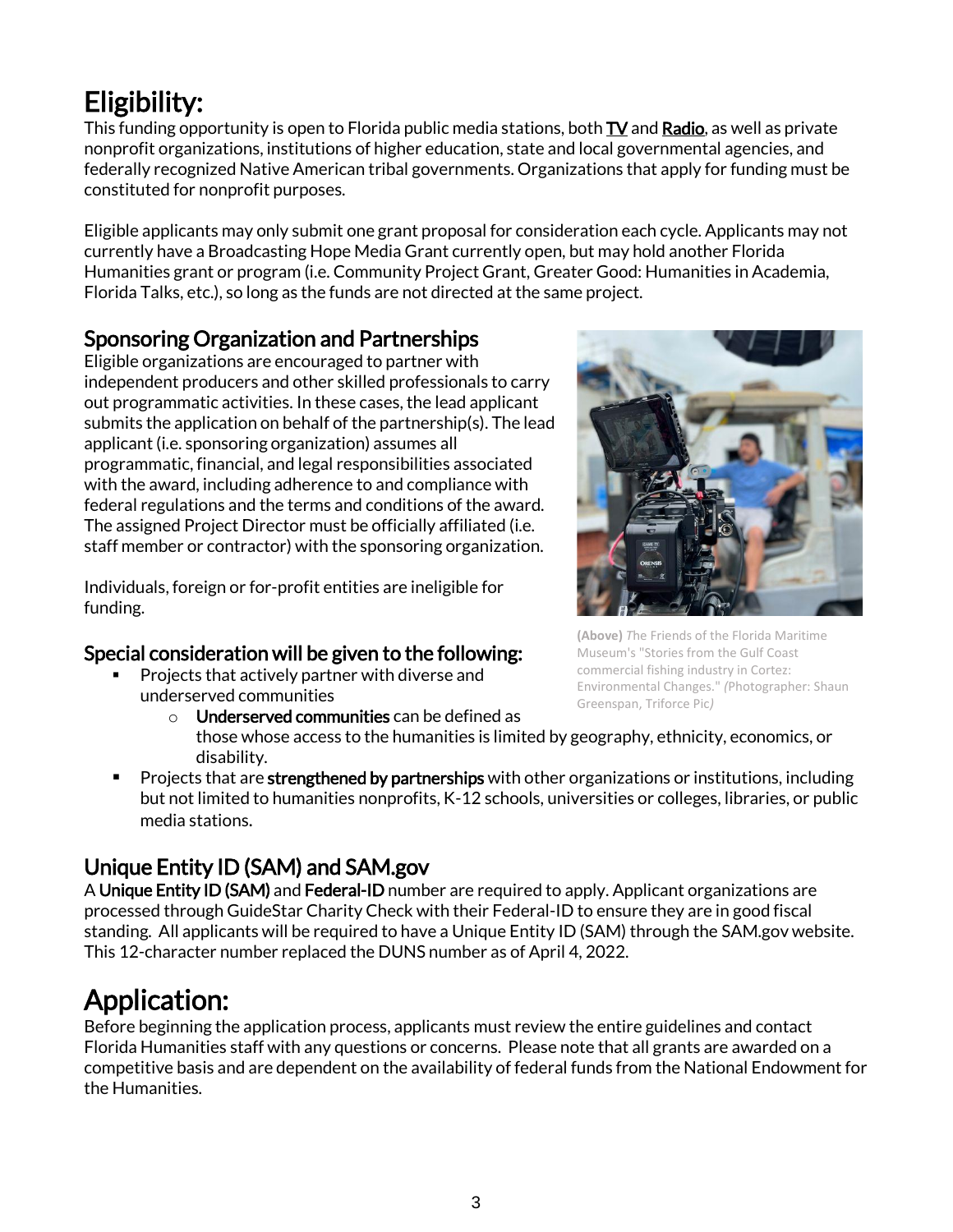# Eligibility:

This funding opportunity is open to Florida public media stations, both **TV** and **Radio**, as well as private nonprofit organizations, institutions of higher education, state and local governmental agencies, and federally recognized Native American tribal governments. Organizations that apply for funding must be constituted for nonprofit purposes.

Eligible applicants may only submit one grant proposal for consideration each cycle. Applicants may not currently have a Broadcasting Hope Media Grant currently open, but may hold another Florida Humanities grant or program (i.e. Community Project Grant, Greater Good: Humanities in Academia, Florida Talks, etc.), so long as the funds are not directed at the same project.

## Sponsoring Organization and Partnerships

Eligible organizations are encouraged to partner with independent producers and other skilled professionals to carry out programmatic activities. In these cases, the lead applicant submits the application on behalf of the partnership(s). The lead applicant (i.e. sponsoring organization) assumes all programmatic, financial, and legal responsibilities associated with the award, including adherence to and compliance with federal regulations and the terms and conditions of the award. The assigned Project Director must be officially affiliated (i.e. staff member or contractor) with the sponsoring organization.

Individuals, foreign or for-profit entities are ineligible for funding.

**(Above)** *The Friends of the Florida Maritime Museum's "Stories from the Gulf Coast commercial fishing industry in Cortez: Environmental Changes." (Photographer: Shaun Greenspan, Triforce Pic)*

## Special consideration will be given to the following:

- Projects that actively partner with diverse and underserved communities
  - **Underserved communities** can be defined as those whose access to the humanities is limited by geography, ethnicity, economics, or disability.
- Projects that are **strengthened by partnerships** with other organizations or institutions, including but not limited to humanities nonprofits, K-12 schools, universities or colleges, libraries, or public media stations.

## Unique Entity ID (SAM) and SAM.gov

A **Unique Entity ID (SAM)** and **Federal-ID** number are required to apply. Applicant organizations are processed through GuideStar Charity Check with their Federal-ID to ensure they are in good fiscal standing. All applicants will be required to have a Unique Entity ID (SAM) through the SAM.gov website. This 12-character number replaced the DUNS number as of April 4, 2022.

# Application:

Before beginning the application process, applicants must review the entire guidelines and contact Florida Humanities staff with any questions or concerns. Please note that all grants are awarded on a competitive basis and are dependent on the availability of federal funds from the National Endowment for the Humanities.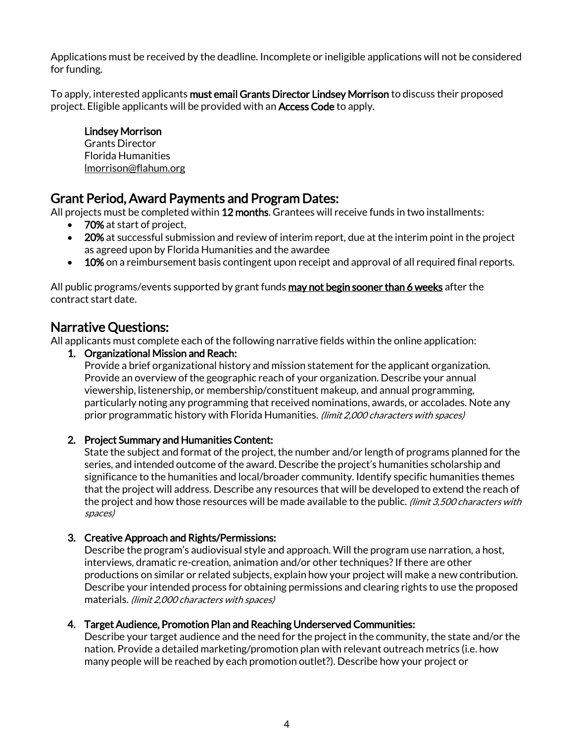Applications must be received by the deadline. Incomplete or ineligible applications will not be considered for funding.

To apply, interested applicants **must email Grants Director Lindsey Morrison** to discuss their proposed project. Eligible applicants will be provided with an **Access Code** to apply.

> **Lindsey Morrison**
> Grants Director
> Florida Humanities
> lmorrison@flahum.org

## Grant Period, Award Payments and Program Dates:

All projects must be completed within **12 months**. Grantees will receive funds in two installments:

- **70%** at start of project,
- **20%** at successful submission and review of interim report, due at the interim point in the project as agreed upon by Florida Humanities and the awardee
- **10%** on a reimbursement basis contingent upon receipt and approval of all required final reports.

All public programs/events supported by grant funds **may not begin sooner than 6 weeks** after the contract start date.

## Narrative Questions:

All applicants must complete each of the following narrative fields within the online application:

1. **Organizational Mission and Reach:**
   Provide a brief organizational history and mission statement for the applicant organization. Provide an overview of the geographic reach of your organization. Describe your annual viewership, listenership, or membership/constituent makeup, and annual programming, particularly noting any programming that received nominations, awards, or accolades. Note any prior programmatic history with Florida Humanities. *(limit 2,000 characters with spaces)*

2. **Project Summary and Humanities Content:**
   State the subject and format of the project, the number and/or length of programs planned for the series, and intended outcome of the award. Describe the project's humanities scholarship and significance to the humanities and local/broader community. Identify specific humanities themes that the project will address. Describe any resources that will be developed to extend the reach of the project and how those resources will be made available to the public. *(limit 3,500 characters with spaces)*

3. **Creative Approach and Rights/Permissions:**
   Describe the program's audiovisual style and approach. Will the program use narration, a host, interviews, dramatic re-creation, animation and/or other techniques? If there are other productions on similar or related subjects, explain how your project will make a new contribution. Describe your intended process for obtaining permissions and clearing rights to use the proposed materials. *(limit 2,000 characters with spaces)*

4. **Target Audience, Promotion Plan and Reaching Underserved Communities:**
   Describe your target audience and the need for the project in the community, the state and/or the nation. Provide a detailed marketing/promotion plan with relevant outreach metrics (i.e. how many people will be reached by each promotion outlet?). Describe how your project or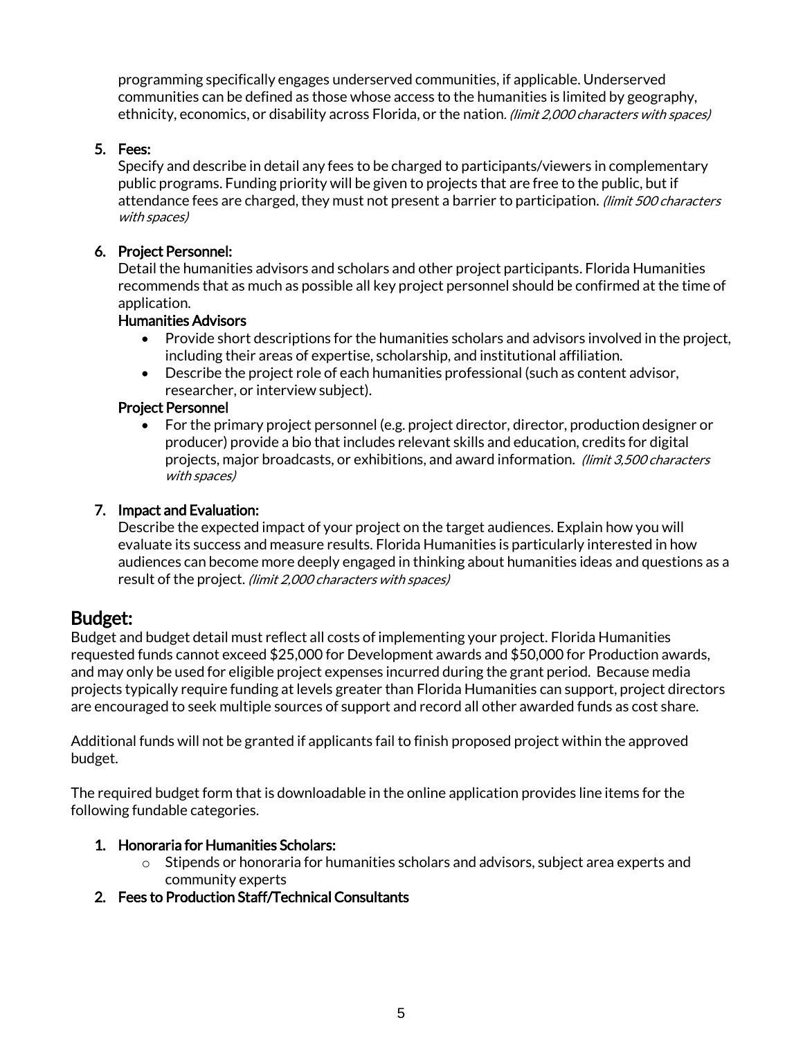programming specifically engages underserved communities, if applicable. Underserved communities can be defined as those whose access to the humanities is limited by geography, ethnicity, economics, or disability across Florida, or the nation. *(limit 2,000 characters with spaces)*

5. **Fees:**
   Specify and describe in detail any fees to be charged to participants/viewers in complementary public programs. Funding priority will be given to projects that are free to the public, but if attendance fees are charged, they must not present a barrier to participation. *(limit 500 characters with spaces)*

6. **Project Personnel:**
   Detail the humanities advisors and scholars and other project participants. Florida Humanities recommends that as much as possible all key project personnel should be confirmed at the time of application.
   **Humanities Advisors**
   - Provide short descriptions for the humanities scholars and advisors involved in the project, including their areas of expertise, scholarship, and institutional affiliation.
   - Describe the project role of each humanities professional (such as content advisor, researcher, or interview subject).

   **Project Personnel**
   - For the primary project personnel (e.g. project director, director, production designer or producer) provide a bio that includes relevant skills and education, credits for digital projects, major broadcasts, or exhibitions, and award information. *(limit 3,500 characters with spaces)*

7. **Impact and Evaluation:**
   Describe the expected impact of your project on the target audiences. Explain how you will evaluate its success and measure results. Florida Humanities is particularly interested in how audiences can become more deeply engaged in thinking about humanities ideas and questions as a result of the project. *(limit 2,000 characters with spaces)*

## Budget:

Budget and budget detail must reflect all costs of implementing your project. Florida Humanities requested funds cannot exceed $25,000 for Development awards and $50,000 for Production awards, and may only be used for eligible project expenses incurred during the grant period. Because media projects typically require funding at levels greater than Florida Humanities can support, project directors are encouraged to seek multiple sources of support and record all other awarded funds as cost share.

Additional funds will not be granted if applicants fail to finish proposed project within the approved budget.

The required budget form that is downloadable in the online application provides line items for the following fundable categories.

1. **Honoraria for Humanities Scholars:**
   - Stipends or honoraria for humanities scholars and advisors, subject area experts and community experts
2. **Fees to Production Staff/Technical Consultants**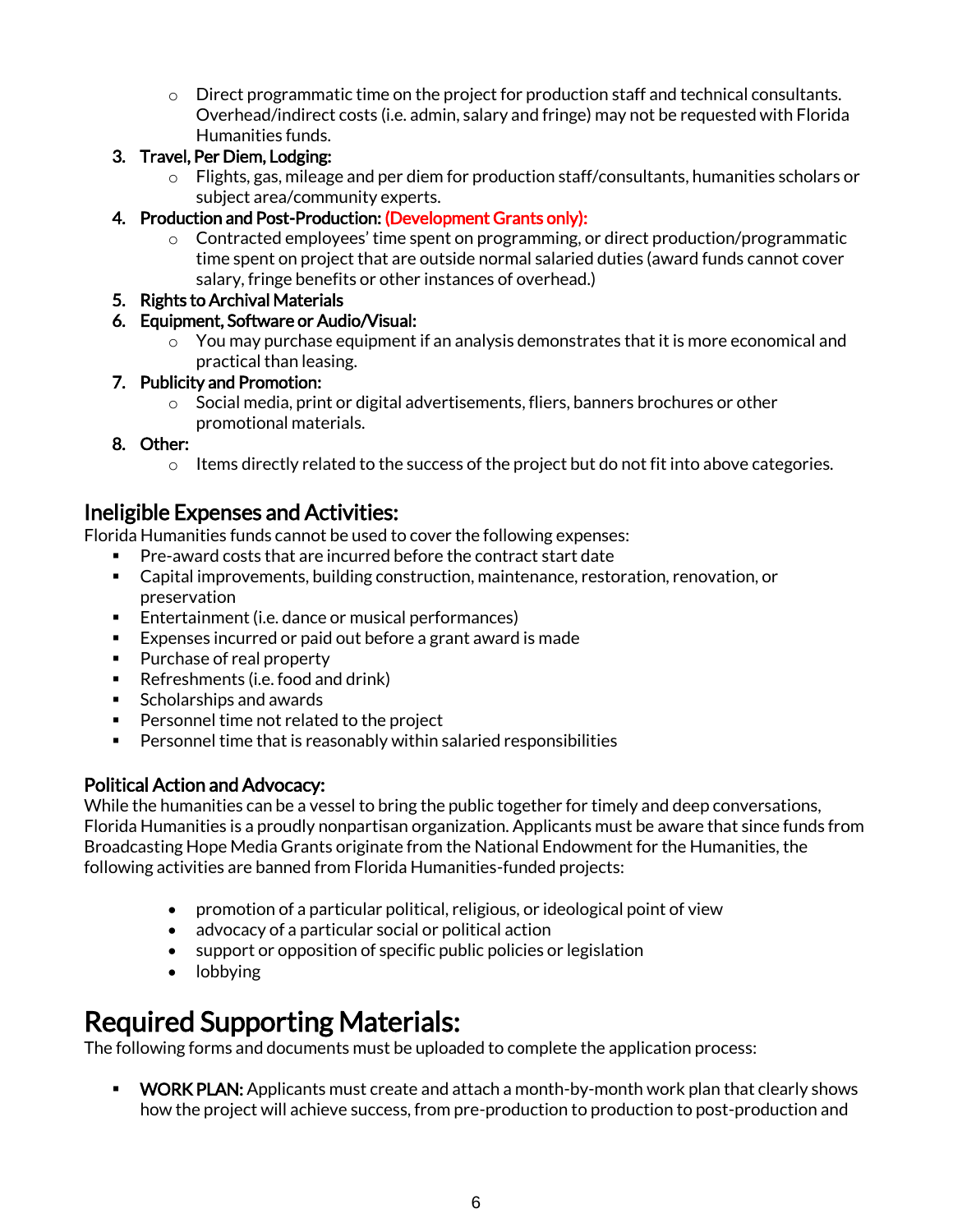- Direct programmatic time on the project for production staff and technical consultants. Overhead/indirect costs (i.e. admin, salary and fringe) may not be requested with Florida Humanities funds.

3. **Travel, Per Diem, Lodging:**
   - Flights, gas, mileage and per diem for production staff/consultants, humanities scholars or subject area/community experts.
4. **Production and Post-Production: (Development Grants only):**
   - Contracted employees' time spent on programming, or direct production/programmatic time spent on project that are outside normal salaried duties (award funds cannot cover salary, fringe benefits or other instances of overhead.)
5. **Rights to Archival Materials**
6. **Equipment, Software or Audio/Visual:**
   - You may purchase equipment if an analysis demonstrates that it is more economical and practical than leasing.
7. **Publicity and Promotion:**
   - Social media, print or digital advertisements, fliers, banners brochures or other promotional materials.
8. **Other:**
   - Items directly related to the success of the project but do not fit into above categories.

## Ineligible Expenses and Activities:

Florida Humanities funds cannot be used to cover the following expenses:

- Pre-award costs that are incurred before the contract start date
- Capital improvements, building construction, maintenance, restoration, renovation, or preservation
- Entertainment (i.e. dance or musical performances)
- Expenses incurred or paid out before a grant award is made
- Purchase of real property
- Refreshments (i.e. food and drink)
- Scholarships and awards
- Personnel time not related to the project
- Personnel time that is reasonably within salaried responsibilities

### Political Action and Advocacy:

While the humanities can be a vessel to bring the public together for timely and deep conversations, Florida Humanities is a proudly nonpartisan organization. Applicants must be aware that since funds from Broadcasting Hope Media Grants originate from the National Endowment for the Humanities, the following activities are banned from Florida Humanities-funded projects:

- promotion of a particular political, religious, or ideological point of view
- advocacy of a particular social or political action
- support or opposition of specific public policies or legislation
- lobbying

# Required Supporting Materials:

The following forms and documents must be uploaded to complete the application process:

- **WORK PLAN:** Applicants must create and attach a month-by-month work plan that clearly shows how the project will achieve success, from pre-production to production to post-production and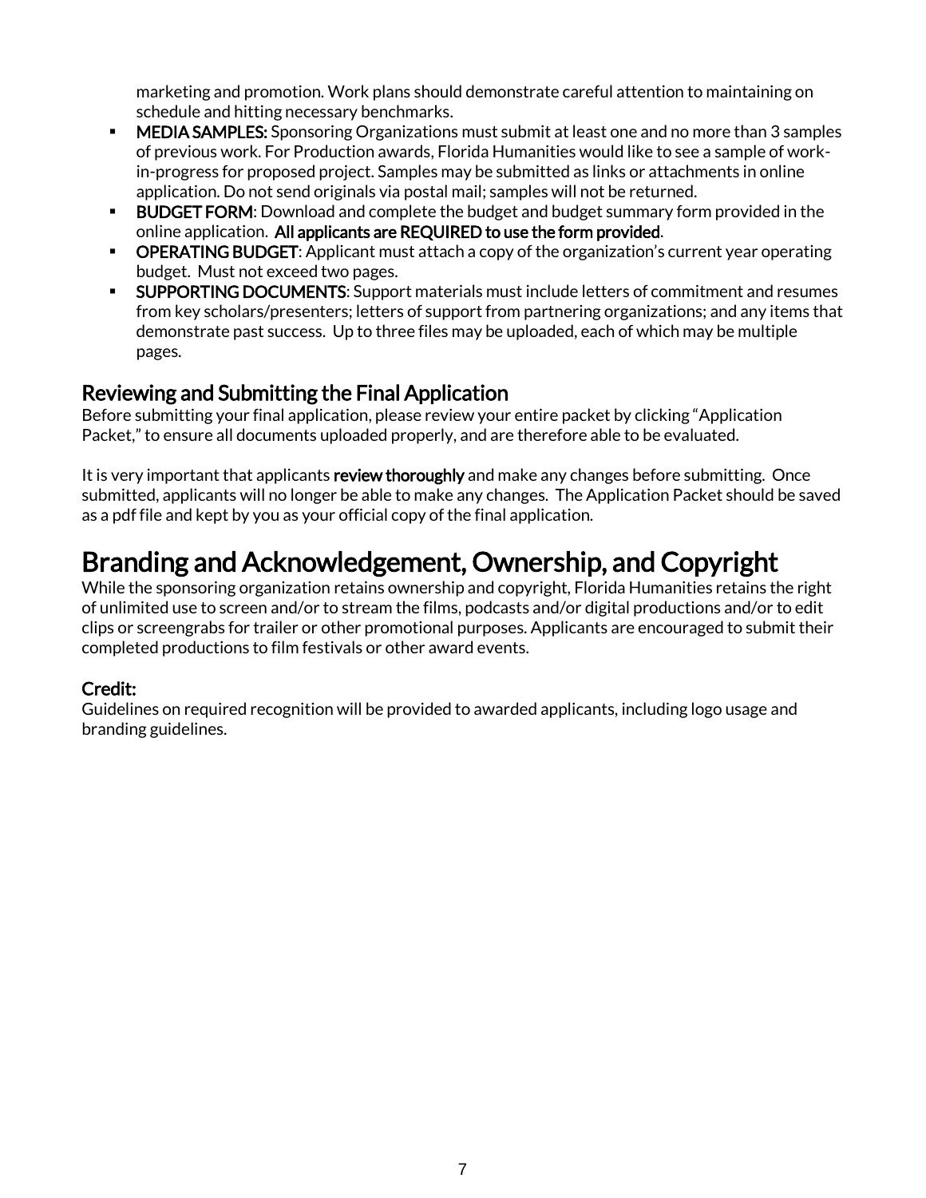marketing and promotion. Work plans should demonstrate careful attention to maintaining on schedule and hitting necessary benchmarks.

- **MEDIA SAMPLES:** Sponsoring Organizations must submit at least one and no more than 3 samples of previous work. For Production awards, Florida Humanities would like to see a sample of work-in-progress for proposed project. Samples may be submitted as links or attachments in online application. Do not send originals via postal mail; samples will not be returned.
- **BUDGET FORM**: Download and complete the budget and budget summary form provided in the online application. **All applicants are REQUIRED to use the form provided**.
- **OPERATING BUDGET**: Applicant must attach a copy of the organization's current year operating budget. Must not exceed two pages.
- **SUPPORTING DOCUMENTS**: Support materials must include letters of commitment and resumes from key scholars/presenters; letters of support from partnering organizations; and any items that demonstrate past success. Up to three files may be uploaded, each of which may be multiple pages.

## Reviewing and Submitting the Final Application

Before submitting your final application, please review your entire packet by clicking "Application Packet," to ensure all documents uploaded properly, and are therefore able to be evaluated.

It is very important that applicants **review thoroughly** and make any changes before submitting. Once submitted, applicants will no longer be able to make any changes. The Application Packet should be saved as a pdf file and kept by you as your official copy of the final application.

# Branding and Acknowledgement, Ownership, and Copyright

While the sponsoring organization retains ownership and copyright, Florida Humanities retains the right of unlimited use to screen and/or to stream the films, podcasts and/or digital productions and/or to edit clips or screengrabs for trailer or other promotional purposes. Applicants are encouraged to submit their completed productions to film festivals or other award events.

### Credit:

Guidelines on required recognition will be provided to awarded applicants, including logo usage and branding guidelines.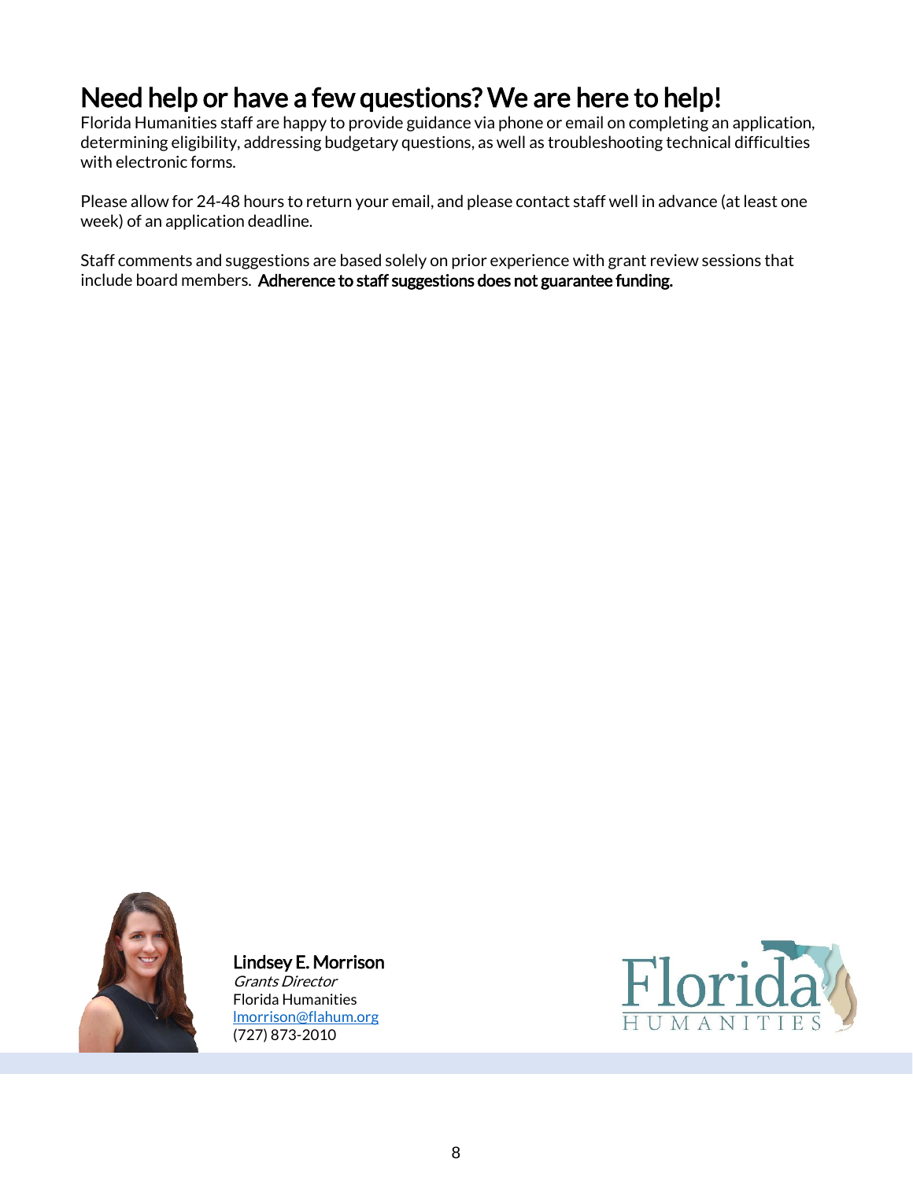## Need help or have a few questions? We are here to help!

Florida Humanities staff are happy to provide guidance via phone or email on completing an application, determining eligibility, addressing budgetary questions, as well as troubleshooting technical difficulties with electronic forms.

Please allow for 24-48 hours to return your email, and please contact staff well in advance (at least one week) of an application deadline.

Staff comments and suggestions are based solely on prior experience with grant review sessions that include board members. **Adherence to staff suggestions does not guarantee funding.**

**Lindsey E. Morrison**
*Grants Director*
Florida Humanities
lmorrison@flahum.org
(727) 873-2010

Florida HUMANITIES